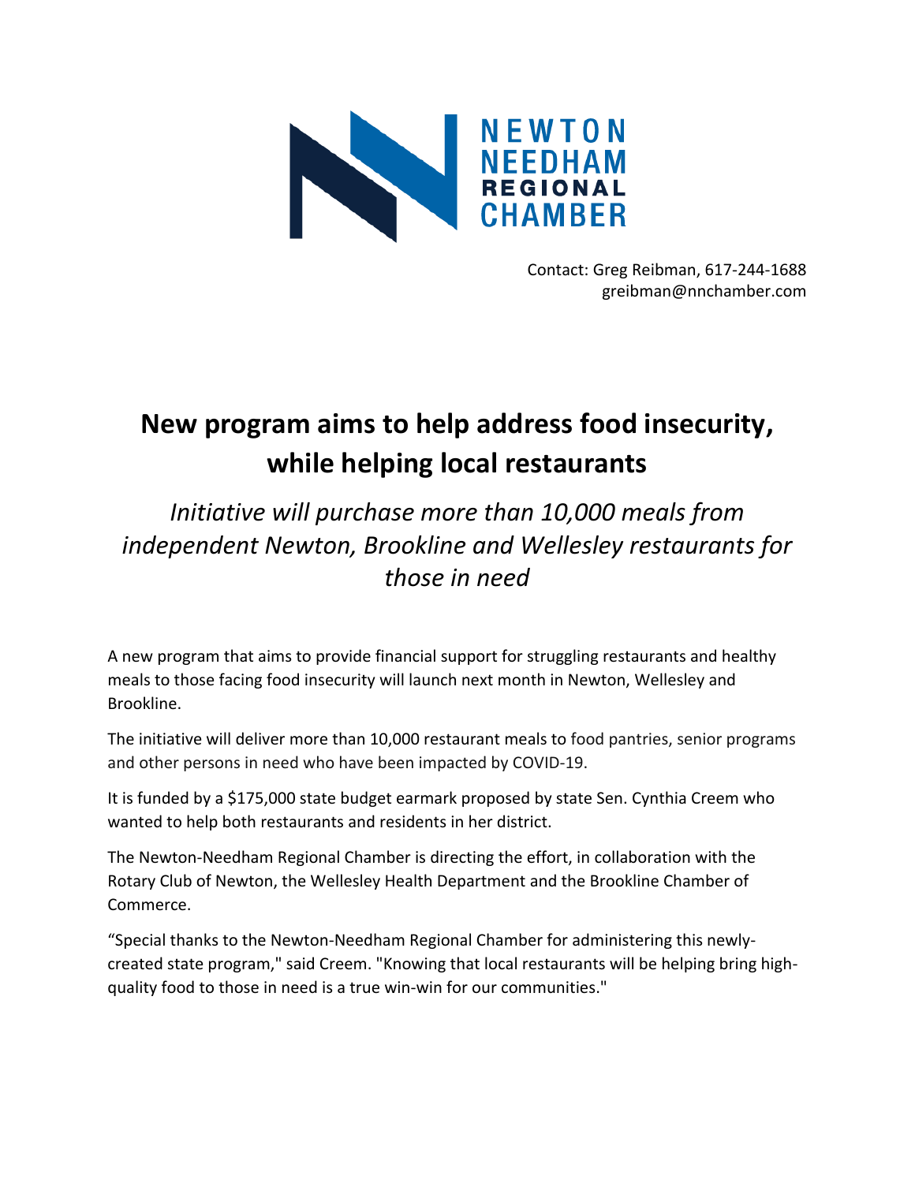NEWTON NEEDHAM REGIONAL CHAMBER

Contact: Greg Reibman, 617-244-1688
greibman@nnchamber.com

# New program aims to help address food insecurity, while helping local restaurants

*Initiative will purchase more than 10,000 meals from independent Newton, Brookline and Wellesley restaurants for those in need*

A new program that aims to provide financial support for struggling restaurants and healthy meals to those facing food insecurity will launch next month in Newton, Wellesley and Brookline.

The initiative will deliver more than 10,000 restaurant meals to food pantries, senior programs and other persons in need who have been impacted by COVID-19.

It is funded by a $175,000 state budget earmark proposed by state Sen. Cynthia Creem who wanted to help both restaurants and residents in her district.

The Newton-Needham Regional Chamber is directing the effort, in collaboration with the Rotary Club of Newton, the Wellesley Health Department and the Brookline Chamber of Commerce.

"Special thanks to the Newton-Needham Regional Chamber for administering this newly-created state program," said Creem. "Knowing that local restaurants will be helping bring high-quality food to those in need is a true win-win for our communities."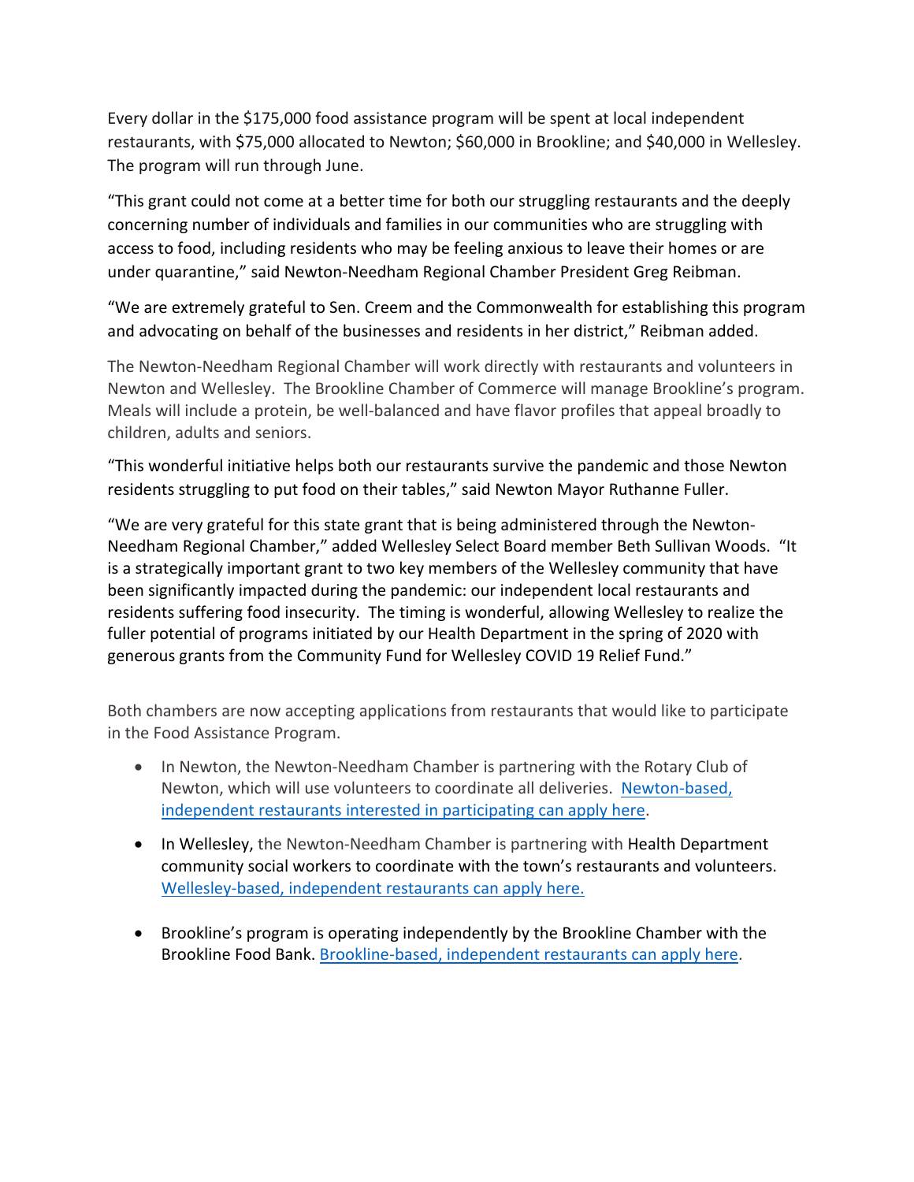Every dollar in the $175,000 food assistance program will be spent at local independent restaurants, with $75,000 allocated to Newton; $60,000 in Brookline; and $40,000 in Wellesley. The program will run through June.

"This grant could not come at a better time for both our struggling restaurants and the deeply concerning number of individuals and families in our communities who are struggling with access to food, including residents who may be feeling anxious to leave their homes or are under quarantine," said Newton-Needham Regional Chamber President Greg Reibman.

"We are extremely grateful to Sen. Creem and the Commonwealth for establishing this program and advocating on behalf of the businesses and residents in her district," Reibman added.

The Newton-Needham Regional Chamber will work directly with restaurants and volunteers in Newton and Wellesley. The Brookline Chamber of Commerce will manage Brookline's program. Meals will include a protein, be well-balanced and have flavor profiles that appeal broadly to children, adults and seniors.

"This wonderful initiative helps both our restaurants survive the pandemic and those Newton residents struggling to put food on their tables," said Newton Mayor Ruthanne Fuller.

"We are very grateful for this state grant that is being administered through the Newton-Needham Regional Chamber," added Wellesley Select Board member Beth Sullivan Woods. "It is a strategically important grant to two key members of the Wellesley community that have been significantly impacted during the pandemic: our independent local restaurants and residents suffering food insecurity. The timing is wonderful, allowing Wellesley to realize the fuller potential of programs initiated by our Health Department in the spring of 2020 with generous grants from the Community Fund for Wellesley COVID 19 Relief Fund."

Both chambers are now accepting applications from restaurants that would like to participate in the Food Assistance Program.

- In Newton, the Newton-Needham Chamber is partnering with the Rotary Club of Newton, which will use volunteers to coordinate all deliveries. Newton-based, independent restaurants interested in participating can apply here.
- In Wellesley, the Newton-Needham Chamber is partnering with Health Department community social workers to coordinate with the town's restaurants and volunteers. Wellesley-based, independent restaurants can apply here.
- Brookline's program is operating independently by the Brookline Chamber with the Brookline Food Bank. Brookline-based, independent restaurants can apply here.